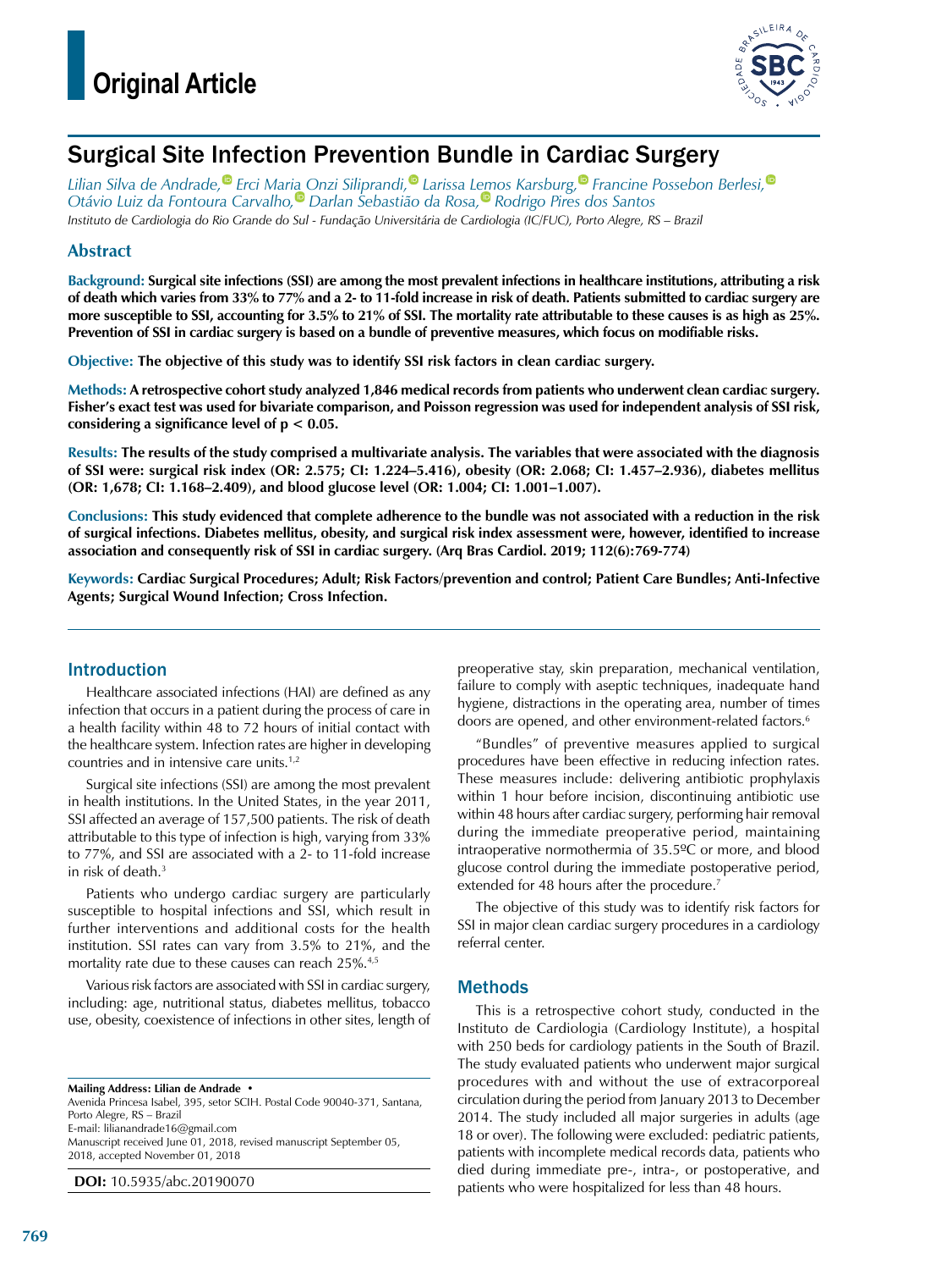# Original Article

## Surgical Site Infection Prevention Bundle in Cardiac Surgery

*Lilian Silva de Andrade, Erci Maria Onzi Siliprandi, Larissa Lemos Karsburg, Francine Possebon Berlesi, Otávio Luiz da Fontoura Carvalho, Darlan Sebastião da Rosa, Rodrigo Pires dos Santos*

*Instituto de Cardiologia do Rio Grande do Sul - Fundação Universitária de Cardiologia (IC/FUC), Porto Alegre, RS – Brazil*

### Abstract

**Background: Surgical site infections (SSI) are among the most prevalent infections in healthcare institutions, attributing a risk of death which varies from 33% to 77% and a 2- to 11-fold increase in risk of death. Patients submitted to cardiac surgery are more susceptible to SSI, accounting for 3.5% to 21% of SSI. The mortality rate attributable to these causes is as high as 25%. Prevention of SSI in cardiac surgery is based on a bundle of preventive measures, which focus on modifiable risks.**

**Objective: The objective of this study was to identify SSI risk factors in clean cardiac surgery.**

**Methods: A retrospective cohort study analyzed 1,846 medical records from patients who underwent clean cardiac surgery. Fisher's exact test was used for bivariate comparison, and Poisson regression was used for independent analysis of SSI risk, considering a significance level of $p < 0.05$.**

**Results: The results of the study comprised a multivariate analysis. The variables that were associated with the diagnosis of SSI were: surgical risk index (OR: 2.575; CI: 1.224–5.416), obesity (OR: 2.068; CI: 1.457–2.936), diabetes mellitus (OR: 1,678; CI: 1.168–2.409), and blood glucose level (OR: 1.004; CI: 1.001–1.007).**

**Conclusions: This study evidenced that complete adherence to the bundle was not associated with a reduction in the risk of surgical infections. Diabetes mellitus, obesity, and surgical risk index assessment were, however, identified to increase association and consequently risk of SSI in cardiac surgery. (Arq Bras Cardiol. 2019; 112(6):769-774)**

**Keywords: Cardiac Surgical Procedures; Adult; Risk Factors/prevention and control; Patient Care Bundles; Anti-Infective Agents; Surgical Wound Infection; Cross Infection.**

### Introduction

Healthcare associated infections (HAI) are defined as any infection that occurs in a patient during the process of care in a health facility within 48 to 72 hours of initial contact with the healthcare system. Infection rates are higher in developing countries and in intensive care units.[1,2]

Surgical site infections (SSI) are among the most prevalent in health institutions. In the United States, in the year 2011, SSI affected an average of 157,500 patients. The risk of death attributable to this type of infection is high, varying from 33% to 77%, and SSI are associated with a 2- to 11-fold increase in risk of death.[3]

Patients who undergo cardiac surgery are particularly susceptible to hospital infections and SSI, which result in further interventions and additional costs for the health institution. SSI rates can vary from 3.5% to 21%, and the mortality rate due to these causes can reach 25%.[4,5]

Various risk factors are associated with SSI in cardiac surgery, including: age, nutritional status, diabetes mellitus, tobacco use, obesity, coexistence of infections in other sites, length of preoperative stay, skin preparation, mechanical ventilation, failure to comply with aseptic techniques, inadequate hand hygiene, distractions in the operating area, number of times doors are opened, and other environment-related factors.[6]

"Bundles" of preventive measures applied to surgical procedures have been effective in reducing infection rates. These measures include: delivering antibiotic prophylaxis within 1 hour before incision, discontinuing antibiotic use within 48 hours after cardiac surgery, performing hair removal during the immediate preoperative period, maintaining intraoperative normothermia of 35.5ºC or more, and blood glucose control during the immediate postoperative period, extended for 48 hours after the procedure.[7]

The objective of this study was to identify risk factors for SSI in major clean cardiac surgery procedures in a cardiology referral center.

### Methods

This is a retrospective cohort study, conducted in the Instituto de Cardiologia (Cardiology Institute), a hospital with 250 beds for cardiology patients in the South of Brazil. The study evaluated patients who underwent major surgical procedures with and without the use of extracorporeal circulation during the period from January 2013 to December 2014. The study included all major surgeries in adults (age 18 or over). The following were excluded: pediatric patients, patients with incomplete medical records data, patients who died during immediate pre-, intra-, or postoperative, and patients who were hospitalized for less than 48 hours.

**Mailing Address: Lilian de Andrade** •
Avenida Princesa Isabel, 395, setor SCIH. Postal Code 90040-371, Santana, Porto Alegre, RS – Brazil
E-mail: lilianandrade16@gmail.com
Manuscript received June 01, 2018, revised manuscript September 05, 2018, accepted November 01, 2018

**DOI:** 10.5935/abc.20190070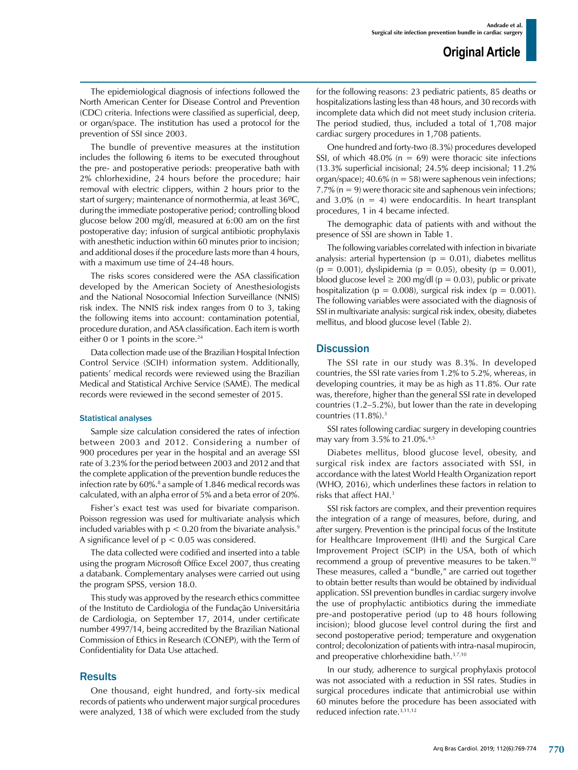The epidemiological diagnosis of infections followed the North American Center for Disease Control and Prevention (CDC) criteria. Infections were classified as superficial, deep, or organ/space. The institution has used a protocol for the prevention of SSI since 2003.

The bundle of preventive measures at the institution includes the following 6 items to be executed throughout the pre- and postoperative periods: preoperative bath with 2% chlorhexidine, 24 hours before the procedure; hair removal with electric clippers, within 2 hours prior to the start of surgery; maintenance of normothermia, at least 36ºC, during the immediate postoperative period; controlling blood glucose below 200 mg/dl, measured at 6:00 am on the first postoperative day; infusion of surgical antibiotic prophylaxis with anesthetic induction within 60 minutes prior to incision; and additional doses if the procedure lasts more than 4 hours, with a maximum use time of 24-48 hours.

The risks scores considered were the ASA classification developed by the American Society of Anesthesiologists and the National Nosocomial Infection Surveillance (NNIS) risk index. The NNIS risk index ranges from 0 to 3, taking the following items into account: contamination potential, procedure duration, and ASA classification. Each item is worth either 0 or 1 points in the score.[24]

Data collection made use of the Brazilian Hospital Infection Control Service (SCIH) information system. Additionally, patients' medical records were reviewed using the Brazilian Medical and Statistical Archive Service (SAME). The medical records were reviewed in the second semester of 2015.

### Statistical analyses

Sample size calculation considered the rates of infection between 2003 and 2012. Considering a number of 900 procedures per year in the hospital and an average SSI rate of 3.23% for the period between 2003 and 2012 and that the complete application of the prevention bundle reduces the infection rate by 60%.[8] a sample of 1.846 medical records was calculated, with an alpha error of 5% and a beta error of 20%.

Fisher's exact test was used for bivariate comparison. Poisson regression was used for multivariate analysis which included variables with $p < 0.20$ from the bivariate analysis.[9] A significance level of $p < 0.05$ was considered.

The data collected were codified and inserted into a table using the program Microsoft Office Excel 2007, thus creating a databank. Complementary analyses were carried out using the program SPSS, version 18.0.

This study was approved by the research ethics committee of the Instituto de Cardiologia of the Fundação Universitária de Cardiologia, on September 17, 2014, under certificate number 4997/14, being accredited by the Brazilian National Commission of Ethics in Research (CONEP), with the Term of Confidentiality for Data Use attached.

## Results

One thousand, eight hundred, and forty-six medical records of patients who underwent major surgical procedures were analyzed, 138 of which were excluded from the study for the following reasons: 23 pediatric patients, 85 deaths or hospitalizations lasting less than 48 hours, and 30 records with incomplete data which did not meet study inclusion criteria. The period studied, thus, included a total of 1,708 major cardiac surgery procedures in 1,708 patients.

One hundred and forty-two (8.3%) procedures developed SSI, of which 48.0% (n = 69) were thoracic site infections (13.3% superficial incisional; 24.5% deep incisional; 11.2% organ/space); 40.6% (n = 58) were saphenous vein infections; 7.7% (n = 9) were thoracic site and saphenous vein infections; and 3.0% (n = 4) were endocarditis. In heart transplant procedures, 1 in 4 became infected.

The demographic data of patients with and without the presence of SSI are shown in Table 1.

The following variables correlated with infection in bivariate analysis: arterial hypertension ($p = 0.01$), diabetes mellitus ($p = 0.001$), dyslipidemia ($p = 0.05$), obesity ($p = 0.001$), blood glucose level ≥ 200 mg/dl ($p = 0.03$), public or private hospitalization ($p = 0.008$), surgical risk index ($p = 0.001$). The following variables were associated with the diagnosis of SSI in multivariate analysis: surgical risk index, obesity, diabetes mellitus, and blood glucose level (Table 2).

## Discussion

The SSI rate in our study was 8.3%. In developed countries, the SSI rate varies from 1.2% to 5.2%, whereas, in developing countries, it may be as high as 11.8%. Our rate was, therefore, higher than the general SSI rate in developed countries (1.2–5.2%), but lower than the rate in developing countries (11.8%).[3]

SSI rates following cardiac surgery in developing countries may vary from 3.5% to 21.0%.[4,5]

Diabetes mellitus, blood glucose level, obesity, and surgical risk index are factors associated with SSI, in accordance with the latest World Health Organization report (WHO, 2016), which underlines these factors in relation to risks that affect HAI.[3]

SSI risk factors are complex, and their prevention requires the integration of a range of measures, before, during, and after surgery. Prevention is the principal focus of the Institute for Healthcare Improvement (IHI) and the Surgical Care Improvement Project (SCIP) in the USA, both of which recommend a group of preventive measures to be taken.[10] These measures, called a "bundle," are carried out together to obtain better results than would be obtained by individual application. SSI prevention bundles in cardiac surgery involve the use of prophylactic antibiotics during the immediate pre-and postoperative period (up to 48 hours following incision); blood glucose level control during the first and second postoperative period; temperature and oxygenation control; decolonization of patients with intra-nasal mupirocin, and preoperative chlorhexidine bath.[3,7,10]

In our study, adherence to surgical prophylaxis protocol was not associated with a reduction in SSI rates. Studies in surgical procedures indicate that antimicrobial use within 60 minutes before the procedure has been associated with reduced infection rate.[3,11,12]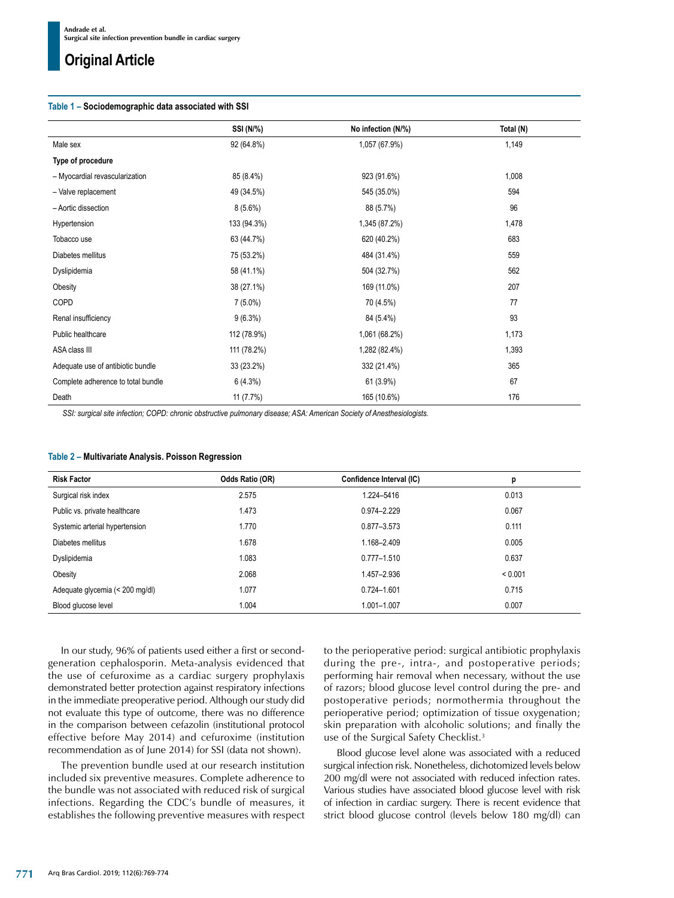**Table 1 – Sociodemographic data associated with SSI**

| | SSI (N/%) | No infection (N/%) | Total (N) |
|---|---|---|---|
| Male sex | 92 (64.8%) | 1,057 (67.9%) | 1,149 |
| **Type of procedure** | | | |
| – Myocardial revascularization | 85 (8.4%) | 923 (91.6%) | 1,008 |
| – Valve replacement | 49 (34.5%) | 545 (35.0%) | 594 |
| – Aortic dissection | 8 (5.6%) | 88 (5.7%) | 96 |
| Hypertension | 133 (94.3%) | 1,345 (87.2%) | 1,478 |
| Tobacco use | 63 (44.7%) | 620 (40.2%) | 683 |
| Diabetes mellitus | 75 (53.2%) | 484 (31.4%) | 559 |
| Dyslipidemia | 58 (41.1%) | 504 (32.7%) | 562 |
| Obesity | 38 (27.1%) | 169 (11.0%) | 207 |
| COPD | 7 (5.0%) | 70 (4.5%) | 77 |
| Renal insufficiency | 9 (6.3%) | 84 (5.4%) | 93 |
| Public healthcare | 112 (78.9%) | 1,061 (68.2%) | 1,173 |
| ASA class III | 111 (78.2%) | 1,282 (82.4%) | 1,393 |
| Adequate use of antibiotic bundle | 33 (23.2%) | 332 (21.4%) | 365 |
| Complete adherence to total bundle | 6 (4.3%) | 61 (3.9%) | 67 |
| Death | 11 (7.7%) | 165 (10.6%) | 176 |

*SSI: surgical site infection; COPD: chronic obstructive pulmonary disease; ASA: American Society of Anesthesiologists.*

**Table 2 – Multivariate Analysis. Poisson Regression**

| Risk Factor | Odds Ratio (OR) | Confidence Interval (IC) | p |
|---|---|---|---|
| Surgical risk index | 2.575 | 1.224–5416 | 0.013 |
| Public vs. private healthcare | 1.473 | 0.974–2.229 | 0.067 |
| Systemic arterial hypertension | 1.770 | 0.877–3.573 | 0.111 |
| Diabetes mellitus | 1.678 | 1.168–2.409 | 0.005 |
| Dyslipidemia | 1.083 | 0.777–1.510 | 0.637 |
| Obesity | 2.068 | 1.457–2.936 | < 0.001 |
| Adequate glycemia (< 200 mg/dl) | 1.077 | 0.724–1.601 | 0.715 |
| Blood glucose level | 1.004 | 1.001–1.007 | 0.007 |

In our study, 96% of patients used either a first or second-generation cephalosporin. Meta-analysis evidenced that the use of cefuroxime as a cardiac surgery prophylaxis demonstrated better protection against respiratory infections in the immediate preoperative period. Although our study did not evaluate this type of outcome, there was no difference in the comparison between cefazolin (institutional protocol effective before May 2014) and cefuroxime (institution recommendation as of June 2014) for SSI (data not shown).

The prevention bundle used at our research institution included six preventive measures. Complete adherence to the bundle was not associated with reduced risk of surgical infections. Regarding the CDC's bundle of measures, it establishes the following preventive measures with respect to the perioperative period: surgical antibiotic prophylaxis during the pre-, intra-, and postoperative periods; performing hair removal when necessary, without the use of razors; blood glucose level control during the pre- and postoperative periods; normothermia throughout the perioperative period; optimization of tissue oxygenation; skin preparation with alcoholic solutions; and finally the use of the Surgical Safety Checklist.[3]

Blood glucose level alone was associated with a reduced surgical infection risk. Nonetheless, dichotomized levels below 200 mg/dl were not associated with reduced infection rates. Various studies have associated blood glucose level with risk of infection in cardiac surgery. There is recent evidence that strict blood glucose control (levels below 180 mg/dl) can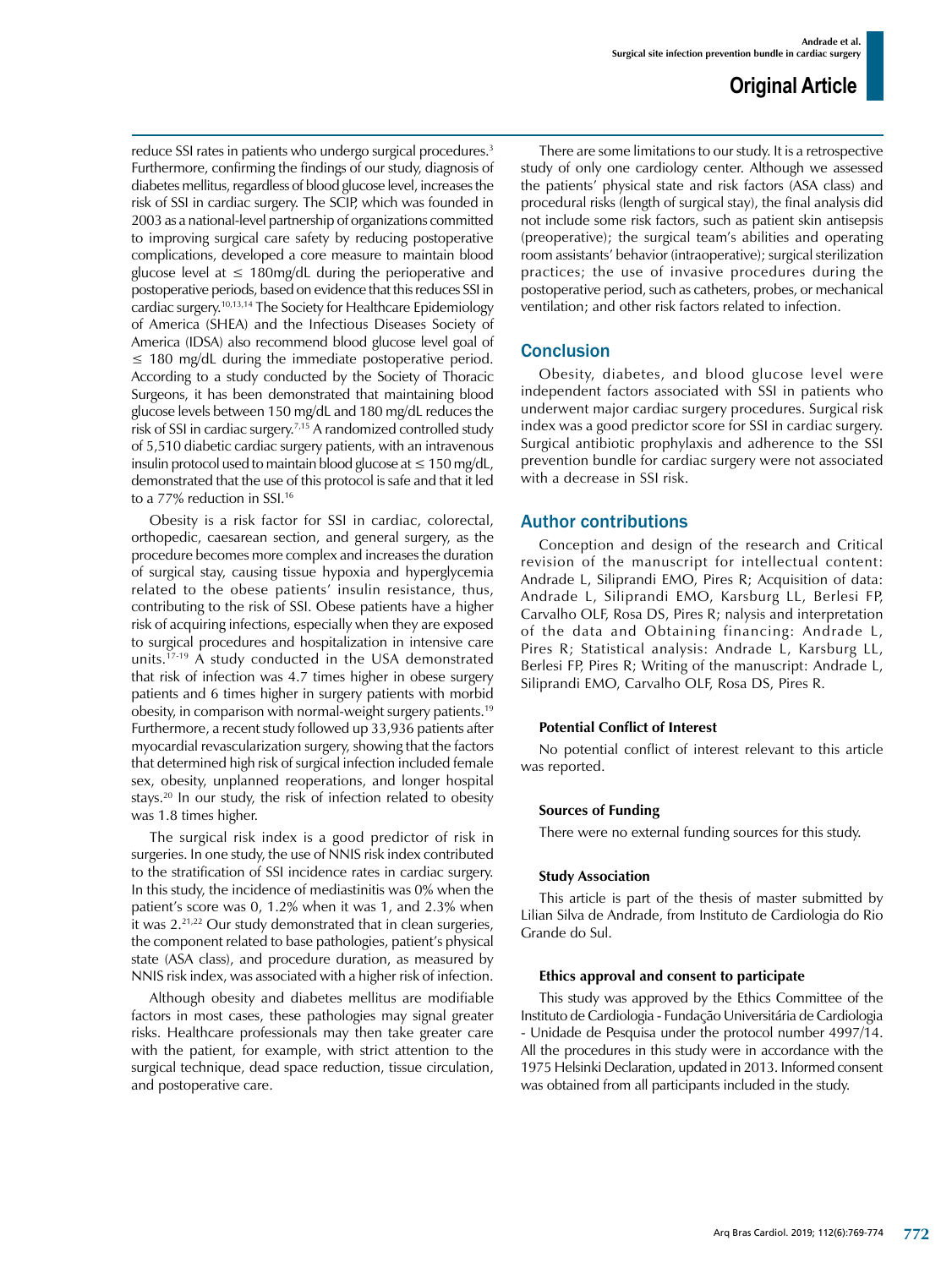reduce SSI rates in patients who undergo surgical procedures.[3] Furthermore, confirming the findings of our study, diagnosis of diabetes mellitus, regardless of blood glucose level, increases the risk of SSI in cardiac surgery. The SCIP, which was founded in 2003 as a national-level partnership of organizations committed to improving surgical care safety by reducing postoperative complications, developed a core measure to maintain blood glucose level at ≤ 180mg/dL during the perioperative and postoperative periods, based on evidence that this reduces SSI in cardiac surgery.[10,13,14] The Society for Healthcare Epidemiology of America (SHEA) and the Infectious Diseases Society of America (IDSA) also recommend blood glucose level goal of ≤ 180 mg/dL during the immediate postoperative period. According to a study conducted by the Society of Thoracic Surgeons, it has been demonstrated that maintaining blood glucose levels between 150 mg/dL and 180 mg/dL reduces the risk of SSI in cardiac surgery.[7,15] A randomized controlled study of 5,510 diabetic cardiac surgery patients, with an intravenous insulin protocol used to maintain blood glucose at ≤ 150 mg/dL, demonstrated that the use of this protocol is safe and that it led to a 77% reduction in SSI.[16]

Obesity is a risk factor for SSI in cardiac, colorectal, orthopedic, caesarean section, and general surgery, as the procedure becomes more complex and increases the duration of surgical stay, causing tissue hypoxia and hyperglycemia related to the obese patients' insulin resistance, thus, contributing to the risk of SSI. Obese patients have a higher risk of acquiring infections, especially when they are exposed to surgical procedures and hospitalization in intensive care units.[17-19] A study conducted in the USA demonstrated that risk of infection was 4.7 times higher in obese surgery patients and 6 times higher in surgery patients with morbid obesity, in comparison with normal-weight surgery patients.[19] Furthermore, a recent study followed up 33,936 patients after myocardial revascularization surgery, showing that the factors that determined high risk of surgical infection included female sex, obesity, unplanned reoperations, and longer hospital stays.[20] In our study, the risk of infection related to obesity was 1.8 times higher.

The surgical risk index is a good predictor of risk in surgeries. In one study, the use of NNIS risk index contributed to the stratification of SSI incidence rates in cardiac surgery. In this study, the incidence of mediastinitis was 0% when the patient's score was 0, 1.2% when it was 1, and 2.3% when it was 2.[21,22] Our study demonstrated that in clean surgeries, the component related to base pathologies, patient's physical state (ASA class), and procedure duration, as measured by NNIS risk index, was associated with a higher risk of infection.

Although obesity and diabetes mellitus are modifiable factors in most cases, these pathologies may signal greater risks. Healthcare professionals may then take greater care with the patient, for example, with strict attention to the surgical technique, dead space reduction, tissue circulation, and postoperative care.

There are some limitations to our study. It is a retrospective study of only one cardiology center. Although we assessed the patients' physical state and risk factors (ASA class) and procedural risks (length of surgical stay), the final analysis did not include some risk factors, such as patient skin antisepsis (preoperative); the surgical team's abilities and operating room assistants' behavior (intraoperative); surgical sterilization practices; the use of invasive procedures during the postoperative period, such as catheters, probes, or mechanical ventilation; and other risk factors related to infection.

## Conclusion

Obesity, diabetes, and blood glucose level were independent factors associated with SSI in patients who underwent major cardiac surgery procedures. Surgical risk index was a good predictor score for SSI in cardiac surgery. Surgical antibiotic prophylaxis and adherence to the SSI prevention bundle for cardiac surgery were not associated with a decrease in SSI risk.

## Author contributions

Conception and design of the research and Critical revision of the manuscript for intellectual content: Andrade L, Siliprandi EMO, Pires R; Acquisition of data: Andrade L, Siliprandi EMO, Karsburg LL, Berlesi FP, Carvalho OLF, Rosa DS, Pires R; nalysis and interpretation of the data and Obtaining financing: Andrade L, Pires R; Statistical analysis: Andrade L, Karsburg LL, Berlesi FP, Pires R; Writing of the manuscript: Andrade L, Siliprandi EMO, Carvalho OLF, Rosa DS, Pires R.

### Potential Conflict of Interest

No potential conflict of interest relevant to this article was reported.

### Sources of Funding

There were no external funding sources for this study.

### Study Association

This article is part of the thesis of master submitted by Lilian Silva de Andrade, from Instituto de Cardiologia do Rio Grande do Sul.

### Ethics approval and consent to participate

This study was approved by the Ethics Committee of the Instituto de Cardiologia - Fundação Universitária de Cardiologia - Unidade de Pesquisa under the protocol number 4997/14. All the procedures in this study were in accordance with the 1975 Helsinki Declaration, updated in 2013. Informed consent was obtained from all participants included in the study.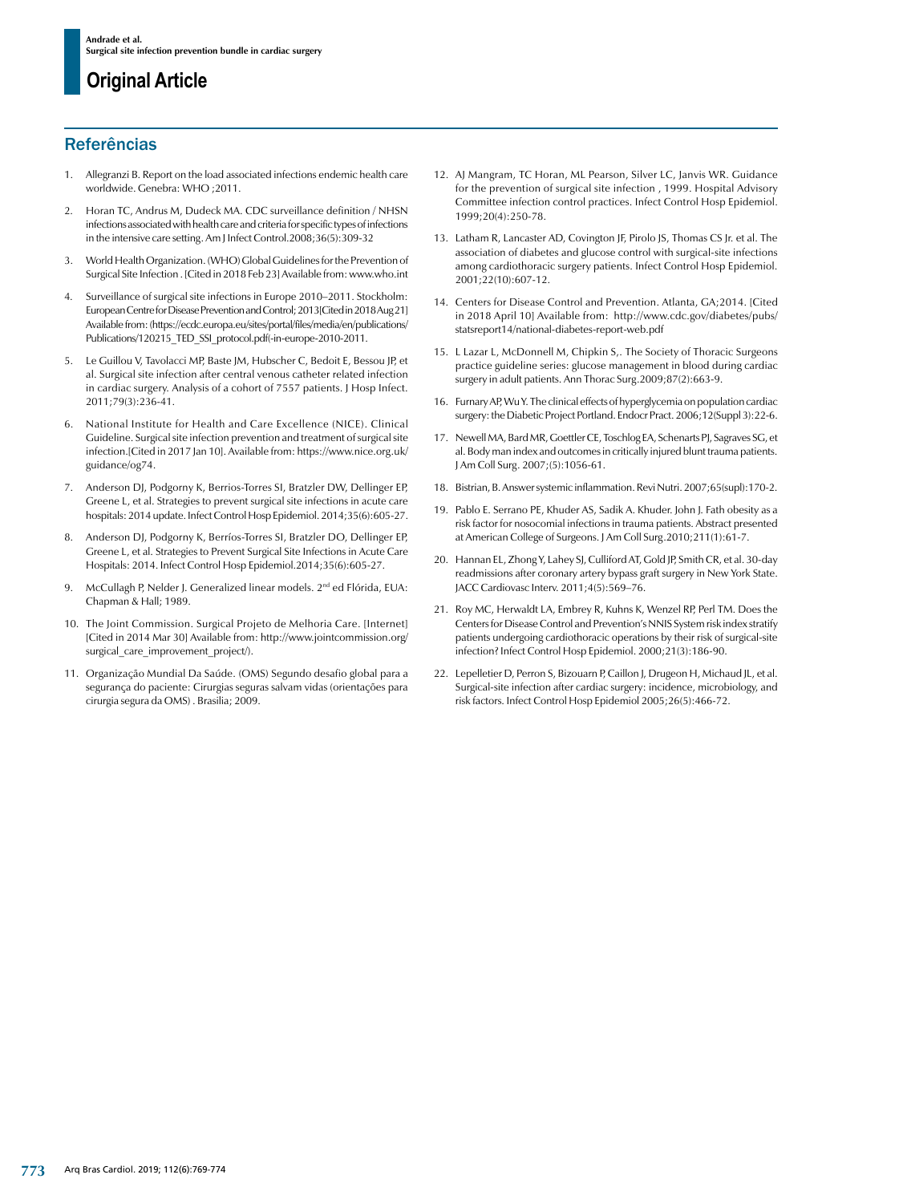## Referências

1. Allegranzi B. Report on the load associated infections endemic health care worldwide. Genebra: WHO ;2011.

2. Horan TC, Andrus M, Dudeck MA. CDC surveillance definition / NHSN infections associated with health care and criteria for specific types of infections in the intensive care setting. Am J Infect Control.2008;36(5):309-32

3. World Health Organization. (WHO) Global Guidelines for the Prevention of Surgical Site Infection . [Cited in 2018 Feb 23] Available from: www.who.int

4. Surveillance of surgical site infections in Europe 2010–2011. Stockholm: European Centre for Disease Prevention and Control; 2013[Cited in 2018 Aug 21] Available from: (https://ecdc.europa.eu/sites/portal/files/media/en/publications/Publications/120215_TED_SSI_protocol.pdf(-in-europe-2010-2011.

5. Le Guillou V, Tavolacci MP, Baste JM, Hubscher C, Bedoit E, Bessou JP, et al. Surgical site infection after central venous catheter related infection in cardiac surgery. Analysis of a cohort of 7557 patients. J Hosp Infect. 2011;79(3):236-41.

6. National Institute for Health and Care Excellence (NICE). Clinical Guideline. Surgical site infection prevention and treatment of surgical site infection.[Cited in 2017 Jan 10]. Available from: https://www.nice.org.uk/guidance/og74.

7. Anderson DJ, Podgorny K, Berrios-Torres SI, Bratzler DW, Dellinger EP, Greene L, et al. Strategies to prevent surgical site infections in acute care hospitals: 2014 update. Infect Control Hosp Epidemiol. 2014;35(6):605-27.

8. Anderson DJ, Podgorny K, Berríos-Torres SI, Bratzler DO, Dellinger EP, Greene L, et al. Strategies to Prevent Surgical Site Infections in Acute Care Hospitals: 2014. Infect Control Hosp Epidemiol.2014;35(6):605-27.

9. McCullagh P, Nelder J. Generalized linear models. 2nd ed Flórida, EUA: Chapman & Hall; 1989.

10. The Joint Commission. Surgical Projeto de Melhoria Care. [Internet] [Cited in 2014 Mar 30] Available from: http://www.jointcommission.org/surgical_care_improvement_project/).

11. Organização Mundial Da Saúde. (OMS) Segundo desafio global para a segurança do paciente: Cirurgias seguras salvam vidas (orientações para cirurgia segura da OMS) . Brasilia; 2009.

12. AJ Mangram, TC Horan, ML Pearson, Silver LC, Janvis WR. Guidance for the prevention of surgical site infection , 1999. Hospital Advisory Committee infection control practices. Infect Control Hosp Epidemiol. 1999;20(4):250-78.

13. Latham R, Lancaster AD, Covington JF, Pirolo JS, Thomas CS Jr. et al. The association of diabetes and glucose control with surgical-site infections among cardiothoracic surgery patients. Infect Control Hosp Epidemiol. 2001;22(10):607-12.

14. Centers for Disease Control and Prevention. Atlanta, GA;2014. [Cited in 2018 April 10] Available from: http://www.cdc.gov/diabetes/pubs/statsreport14/national-diabetes-report-web.pdf

15. L Lazar L, McDonnell M, Chipkin S,. The Society of Thoracic Surgeons practice guideline series: glucose management in blood during cardiac surgery in adult patients. Ann Thorac Surg.2009;87(2):663-9.

16. Furnary AP, Wu Y. The clinical effects of hyperglycemia on population cardiac surgery: the Diabetic Project Portland. Endocr Pract. 2006;12(Suppl 3):22-6.

17. Newell MA, Bard MR, Goettler CE, Toschlog EA, Schenarts PJ, Sagraves SG, et al. Body man index and outcomes in critically injured blunt trauma patients. J Am Coll Surg. 2007;(5):1056-61.

18. Bistrian, B. Answer systemic inflammation. Revi Nutri. 2007;65(supl):170-2.

19. Pablo E. Serrano PE, Khuder AS, Sadik A. Khuder. John J. Fath obesity as a risk factor for nosocomial infections in trauma patients. Abstract presented at American College of Surgeons. J Am Coll Surg.2010;211(1):61-7.

20. Hannan EL, Zhong Y, Lahey SJ, Culliford AT, Gold JP, Smith CR, et al. 30-day readmissions after coronary artery bypass graft surgery in New York State. JACC Cardiovasc Interv. 2011;4(5):569–76.

21. Roy MC, Herwaldt LA, Embrey R, Kuhns K, Wenzel RP, Perl TM. Does the Centers for Disease Control and Prevention's NNIS System risk index stratify patients undergoing cardiothoracic operations by their risk of surgical-site infection? Infect Control Hosp Epidemiol. 2000;21(3):186-90.

22. Lepelletier D, Perron S, Bizouarn P, Caillon J, Drugeon H, Michaud JL, et al. Surgical-site infection after cardiac surgery: incidence, microbiology, and risk factors. Infect Control Hosp Epidemiol 2005;26(5):466-72.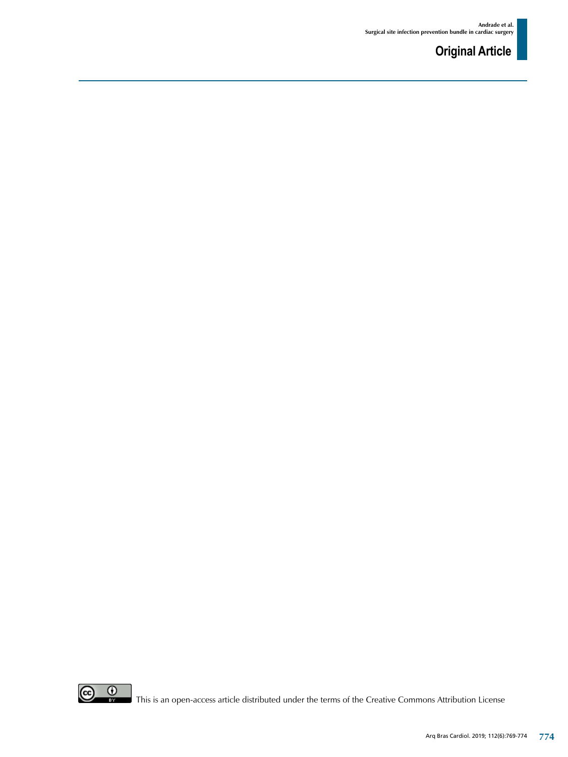This is an open-access article distributed under the terms of the Creative Commons Attribution License